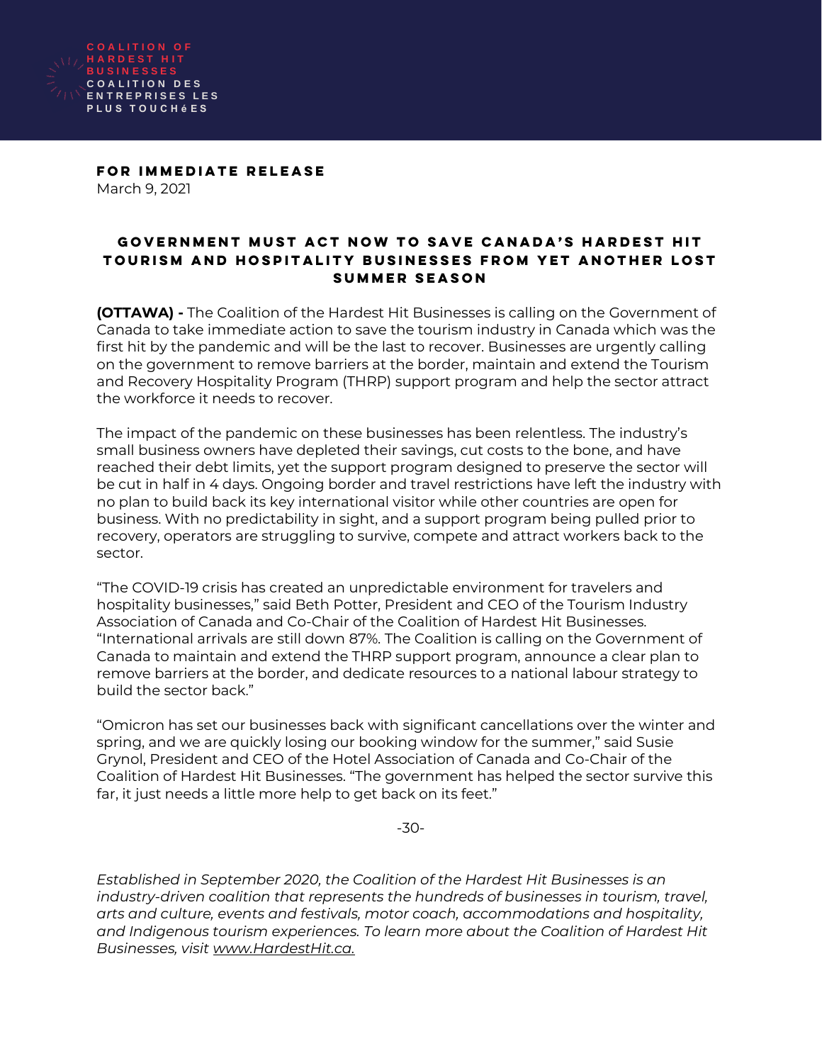COALITION OF HARDEST HIT BUSINESSES
COALITION DES ENTREPRISES LES PLUS TOUCHéES

**FOR IMMEDIATE RELEASE**
March 9, 2021

# GOVERNMENT MUST ACT NOW TO SAVE CANADA'S HARDEST HIT TOURISM AND HOSPITALITY BUSINESSES FROM YET ANOTHER LOST SUMMER SEASON

**(OTTAWA) -** The Coalition of the Hardest Hit Businesses is calling on the Government of Canada to take immediate action to save the tourism industry in Canada which was the first hit by the pandemic and will be the last to recover. Businesses are urgently calling on the government to remove barriers at the border, maintain and extend the Tourism and Recovery Hospitality Program (THRP) support program and help the sector attract the workforce it needs to recover.

The impact of the pandemic on these businesses has been relentless. The industry's small business owners have depleted their savings, cut costs to the bone, and have reached their debt limits, yet the support program designed to preserve the sector will be cut in half in 4 days. Ongoing border and travel restrictions have left the industry with no plan to build back its key international visitor while other countries are open for business. With no predictability in sight, and a support program being pulled prior to recovery, operators are struggling to survive, compete and attract workers back to the sector.

"The COVID-19 crisis has created an unpredictable environment for travelers and hospitality businesses," said Beth Potter, President and CEO of the Tourism Industry Association of Canada and Co-Chair of the Coalition of Hardest Hit Businesses. "International arrivals are still down 87%. The Coalition is calling on the Government of Canada to maintain and extend the THRP support program, announce a clear plan to remove barriers at the border, and dedicate resources to a national labour strategy to build the sector back."

"Omicron has set our businesses back with significant cancellations over the winter and spring, and we are quickly losing our booking window for the summer," said Susie Grynol, President and CEO of the Hotel Association of Canada and Co-Chair of the Coalition of Hardest Hit Businesses. "The government has helped the sector survive this far, it just needs a little more help to get back on its feet."

-30-

*Established in September 2020, the Coalition of the Hardest Hit Businesses is an industry-driven coalition that represents the hundreds of businesses in tourism, travel, arts and culture, events and festivals, motor coach, accommodations and hospitality, and Indigenous tourism experiences. To learn more about the Coalition of Hardest Hit Businesses, visit www.HardestHit.ca.*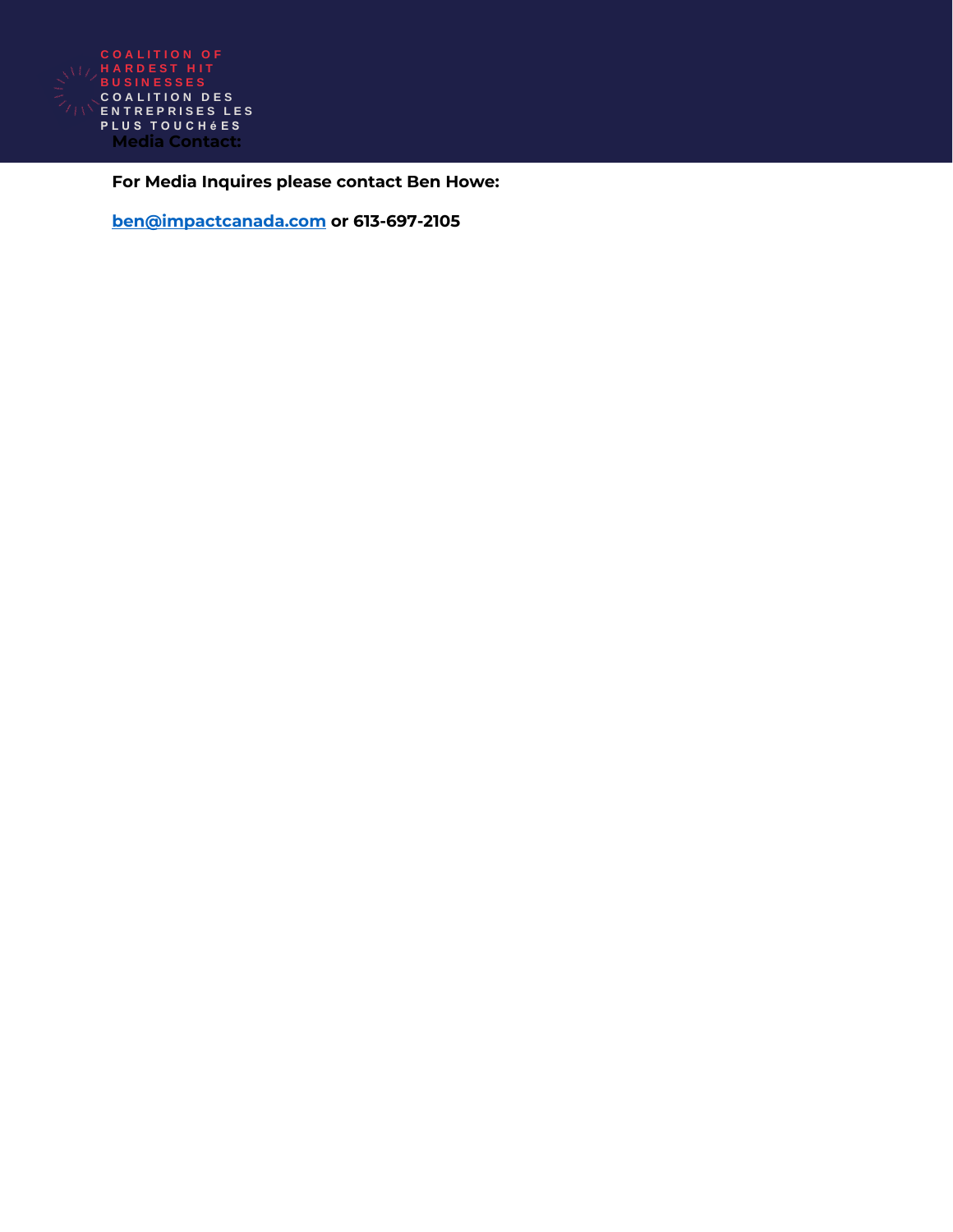COALITION OF HARDEST HIT BUSINESSES

COALITION DES ENTREPRISES LES PLUS TOUCHéES

**Media Contact:**

**For Media Inquires please contact Ben Howe:**

**ben@impactcanada.com or 613-697-2105**